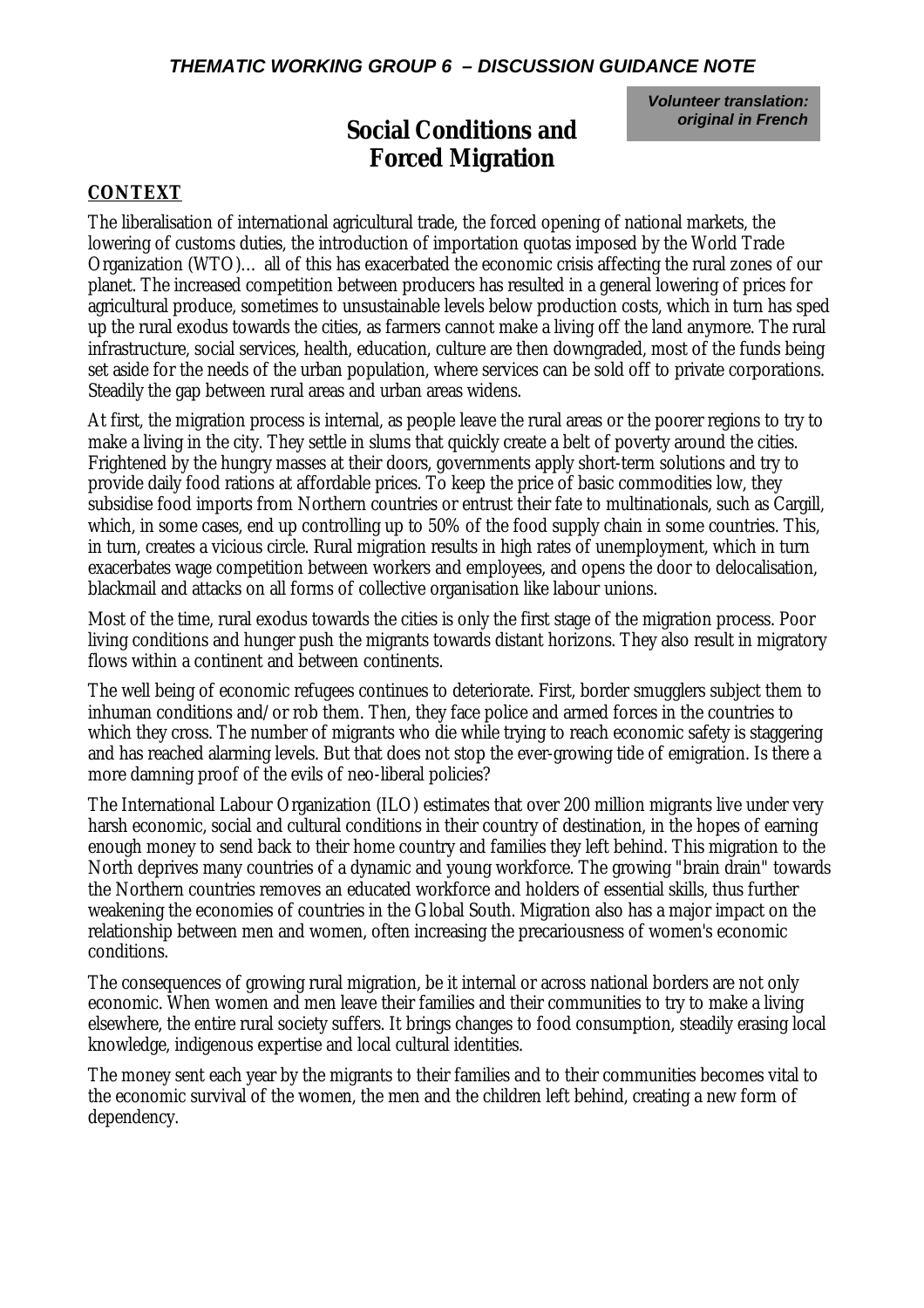**THEMATIC WORKING GROUP 6 – DISCUSSION GUIDANCE NOTE**

***Volunteer translation: original in French***

# Social Conditions and Forced Migration

## CONTEXT

The liberalisation of international agricultural trade, the forced opening of national markets, the lowering of customs duties, the introduction of importation quotas imposed by the World Trade Organization (WTO)… all of this has exacerbated the economic crisis affecting the rural zones of our planet. The increased competition between producers has resulted in a general lowering of prices for agricultural produce, sometimes to unsustainable levels below production costs, which in turn has sped up the rural exodus towards the cities, as farmers cannot make a living off the land anymore. The rural infrastructure, social services, health, education, culture are then downgraded, most of the funds being set aside for the needs of the urban population, where services can be sold off to private corporations. Steadily the gap between rural areas and urban areas widens.

At first, the migration process is internal, as people leave the rural areas or the poorer regions to try to make a living in the city. They settle in slums that quickly create a belt of poverty around the cities. Frightened by the hungry masses at their doors, governments apply short-term solutions and try to provide daily food rations at affordable prices. To keep the price of basic commodities low, they subsidise food imports from Northern countries or entrust their fate to multinationals, such as Cargill, which, in some cases, end up controlling up to 50% of the food supply chain in some countries. This, in turn, creates a vicious circle. Rural migration results in high rates of unemployment, which in turn exacerbates wage competition between workers and employees, and opens the door to delocalisation, blackmail and attacks on all forms of collective organisation like labour unions.

Most of the time, rural exodus towards the cities is only the first stage of the migration process. Poor living conditions and hunger push the migrants towards distant horizons. They also result in migratory flows within a continent and between continents.

The well being of economic refugees continues to deteriorate. First, border smugglers subject them to inhuman conditions and/or rob them. Then, they face police and armed forces in the countries to which they cross. The number of migrants who die while trying to reach economic safety is staggering and has reached alarming levels. But that does not stop the ever-growing tide of emigration. Is there a more damning proof of the evils of neo-liberal policies?

The International Labour Organization (ILO) estimates that over 200 million migrants live under very harsh economic, social and cultural conditions in their country of destination, in the hopes of earning enough money to send back to their home country and families they left behind. This migration to the North deprives many countries of a dynamic and young workforce. The growing "brain drain" towards the Northern countries removes an educated workforce and holders of essential skills, thus further weakening the economies of countries in the Global South. Migration also has a major impact on the relationship between men and women, often increasing the precariousness of women's economic conditions.

The consequences of growing rural migration, be it internal or across national borders are not only economic. When women and men leave their families and their communities to try to make a living elsewhere, the entire rural society suffers. It brings changes to food consumption, steadily erasing local knowledge, indigenous expertise and local cultural identities.

The money sent each year by the migrants to their families and to their communities becomes vital to the economic survival of the women, the men and the children left behind, creating a new form of dependency.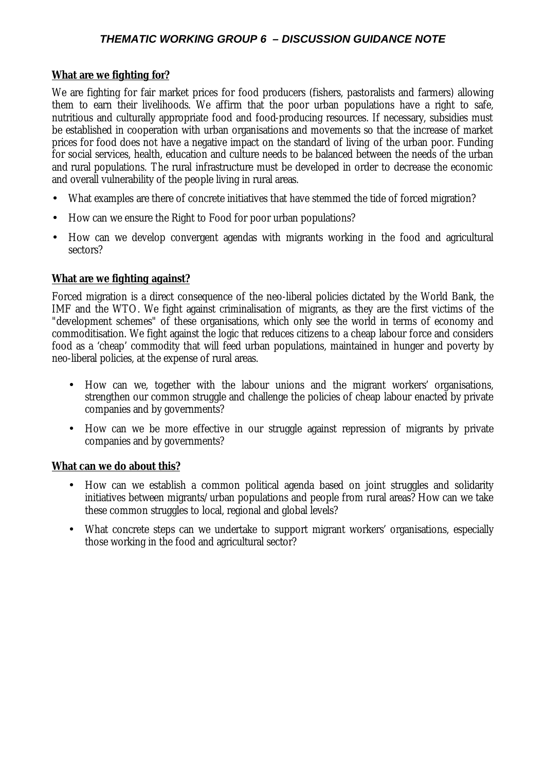# THEMATIC WORKING GROUP 6 – DISCUSSION GUIDANCE NOTE

**What are we fighting for?**

We are fighting for fair market prices for food producers (fishers, pastoralists and farmers) allowing them to earn their livelihoods. We affirm that the poor urban populations have a right to safe, nutritious and culturally appropriate food and food-producing resources. If necessary, subsidies must be established in cooperation with urban organisations and movements so that the increase of market prices for food does not have a negative impact on the standard of living of the urban poor. Funding for social services, health, education and culture needs to be balanced between the needs of the urban and rural populations. The rural infrastructure must be developed in order to decrease the economic and overall vulnerability of the people living in rural areas.

- What examples are there of concrete initiatives that have stemmed the tide of forced migration?
- How can we ensure the Right to Food for poor urban populations?
- How can we develop convergent agendas with migrants working in the food and agricultural sectors?

**What are we fighting against?**

Forced migration is a direct consequence of the neo-liberal policies dictated by the World Bank, the IMF and the WTO. We fight against criminalisation of migrants, as they are the first victims of the "development schemes" of these organisations, which only see the world in terms of economy and commoditisation. We fight against the logic that reduces citizens to a cheap labour force and considers food as a 'cheap' commodity that will feed urban populations, maintained in hunger and poverty by neo-liberal policies, at the expense of rural areas.

- How can we, together with the labour unions and the migrant workers' organisations, strengthen our common struggle and challenge the policies of cheap labour enacted by private companies and by governments?
- How can we be more effective in our struggle against repression of migrants by private companies and by governments?

**What can we do about this?**

- How can we establish a common political agenda based on joint struggles and solidarity initiatives between migrants/urban populations and people from rural areas? How can we take these common struggles to local, regional and global levels?
- What concrete steps can we undertake to support migrant workers' organisations, especially those working in the food and agricultural sector?